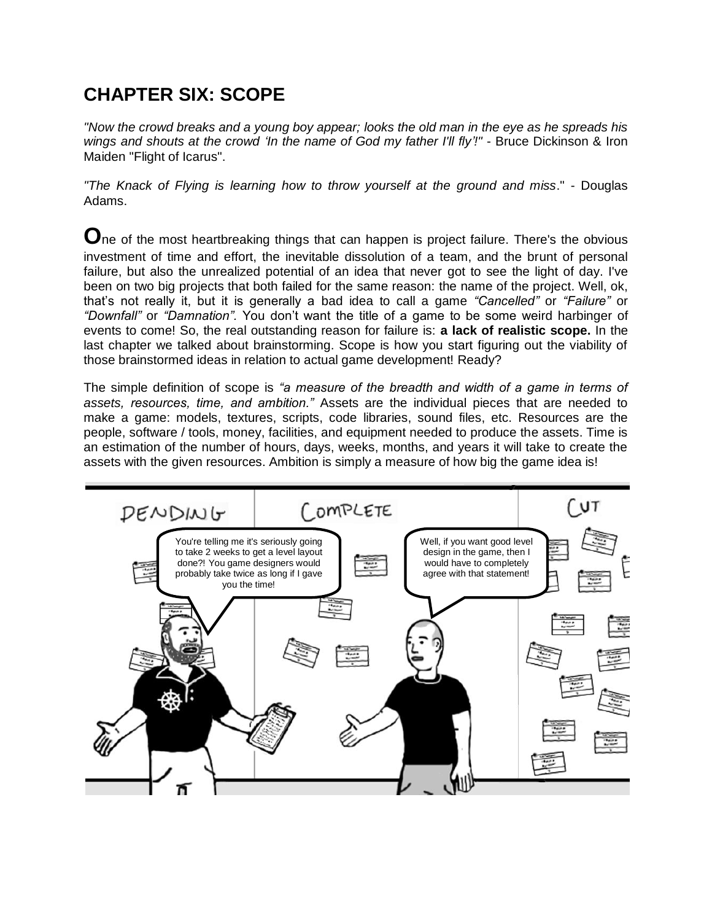# CHAPTER SIX: SCOPE

*"Now the crowd breaks and a young boy appear; looks the old man in the eye as he spreads his wings and shouts at the crowd 'In the name of God my father I'll fly'!"* - Bruce Dickinson & Iron Maiden "Flight of Icarus".

*"The Knack of Flying is learning how to throw yourself at the ground and miss*." - Douglas Adams.

One of the most heartbreaking things that can happen is project failure. There's the obvious investment of time and effort, the inevitable dissolution of a team, and the brunt of personal failure, but also the unrealized potential of an idea that never got to see the light of day. I've been on two big projects that both failed for the same reason: the name of the project. Well, ok, that's not really it, but it is generally a bad idea to call a game *"Cancelled"* or *"Failure"* or *"Downfall"* or *"Damnation".* You don't want the title of a game to be some weird harbinger of events to come! So, the real outstanding reason for failure is: **a lack of realistic scope.** In the last chapter we talked about brainstorming. Scope is how you start figuring out the viability of those brainstormed ideas in relation to actual game development! Ready?

The simple definition of scope is *"a measure of the breadth and width of a game in terms of assets, resources, time, and ambition."* Assets are the individual pieces that are needed to make a game: models, textures, scripts, code libraries, sound files, etc. Resources are the people, software / tools, money, facilities, and equipment needed to produce the assets. Time is an estimation of the number of hours, days, weeks, months, and years it will take to create the assets with the given resources. Ambition is simply a measure of how big the game idea is!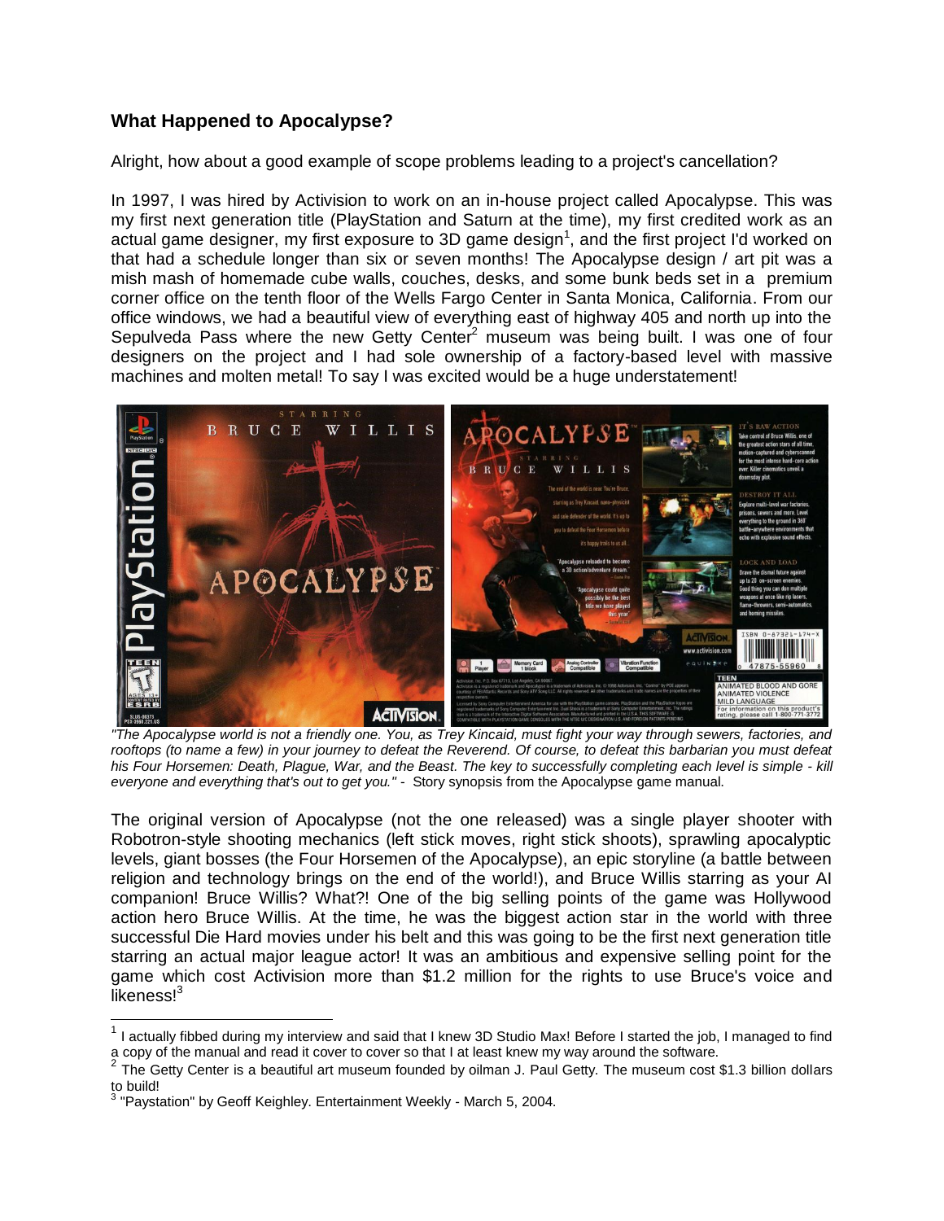## What Happened to Apocalypse?

Alright, how about a good example of scope problems leading to a project's cancellation?

In 1997, I was hired by Activision to work on an in-house project called Apocalypse. This was my first next generation title (PlayStation and Saturn at the time), my first credited work as an actual game designer, my first exposure to 3D game design[1], and the first project I'd worked on that had a schedule longer than six or seven months! The Apocalypse design / art pit was a mish mash of homemade cube walls, couches, desks, and some bunk beds set in a premium corner office on the tenth floor of the Wells Fargo Center in Santa Monica, California. From our office windows, we had a beautiful view of everything east of highway 405 and north up into the Sepulveda Pass where the new Getty Center[2] museum was being built. I was one of four designers on the project and I had sole ownership of a factory-based level with massive machines and molten metal! To say I was excited would be a huge understatement!

*"The Apocalypse world is not a friendly one. You, as Trey Kincaid, must fight your way through sewers, factories, and rooftops (to name a few) in your journey to defeat the Reverend. Of course, to defeat this barbarian you must defeat his Four Horsemen: Death, Plague, War, and the Beast. The key to successfully completing each level is simple - kill everyone and everything that's out to get you."* - Story synopsis from the Apocalypse game manual.

The original version of Apocalypse (not the one released) was a single player shooter with Robotron-style shooting mechanics (left stick moves, right stick shoots), sprawling apocalyptic levels, giant bosses (the Four Horsemen of the Apocalypse), an epic storyline (a battle between religion and technology brings on the end of the world!), and Bruce Willis starring as your AI companion! Bruce Willis? What?! One of the big selling points of the game was Hollywood action hero Bruce Willis. At the time, he was the biggest action star in the world with three successful Die Hard movies under his belt and this was going to be the first next generation title starring an actual major league actor! It was an ambitious and expensive selling point for the game which cost Activision more than $1.2 million for the rights to use Bruce's voice and likeness![3]

---

[1] I actually fibbed during my interview and said that I knew 3D Studio Max! Before I started the job, I managed to find a copy of the manual and read it cover to cover so that I at least knew my way around the software.

[2] The Getty Center is a beautiful art museum founded by oilman J. Paul Getty. The museum cost $1.3 billion dollars to build!

[3] "Paystation" by Geoff Keighley. Entertainment Weekly - March 5, 2004.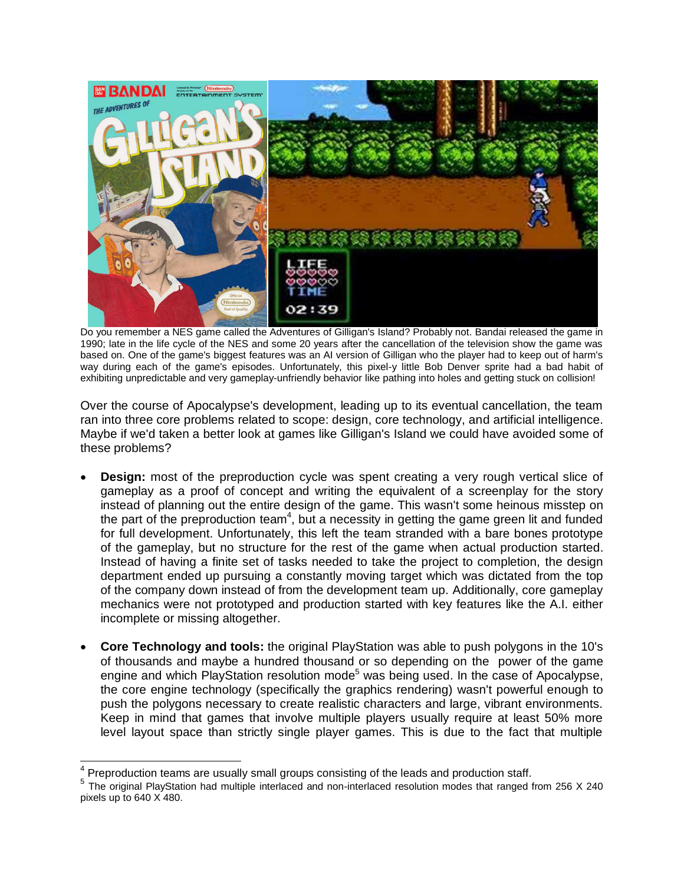Do you remember a NES game called the Adventures of Gilligan's Island? Probably not. Bandai released the game in 1990; late in the life cycle of the NES and some 20 years after the cancellation of the television show the game was based on. One of the game's biggest features was an AI version of Gilligan who the player had to keep out of harm's way during each of the game's episodes. Unfortunately, this pixel-y little Bob Denver sprite had a bad habit of exhibiting unpredictable and very gameplay-unfriendly behavior like pathing into holes and getting stuck on collision!

Over the course of Apocalypse's development, leading up to its eventual cancellation, the team ran into three core problems related to scope: design, core technology, and artificial intelligence. Maybe if we'd taken a better look at games like Gilligan's Island we could have avoided some of these problems?

- **Design:** most of the preproduction cycle was spent creating a very rough vertical slice of gameplay as a proof of concept and writing the equivalent of a screenplay for the story instead of planning out the entire design of the game. This wasn't some heinous misstep on the part of the preproduction team[4], but a necessity in getting the game green lit and funded for full development. Unfortunately, this left the team stranded with a bare bones prototype of the gameplay, but no structure for the rest of the game when actual production started. Instead of having a finite set of tasks needed to take the project to completion, the design department ended up pursuing a constantly moving target which was dictated from the top of the company down instead of from the development team up. Additionally, core gameplay mechanics were not prototyped and production started with key features like the A.I. either incomplete or missing altogether.

- **Core Technology and tools:** the original PlayStation was able to push polygons in the 10's of thousands and maybe a hundred thousand or so depending on the power of the game engine and which PlayStation resolution mode[5] was being used. In the case of Apocalypse, the core engine technology (specifically the graphics rendering) wasn't powerful enough to push the polygons necessary to create realistic characters and large, vibrant environments. Keep in mind that games that involve multiple players usually require at least 50% more level layout space than strictly single player games. This is due to the fact that multiple

---

[4] Preproduction teams are usually small groups consisting of the leads and production staff.

[5] The original PlayStation had multiple interlaced and non-interlaced resolution modes that ranged from 256 X 240 pixels up to 640 X 480.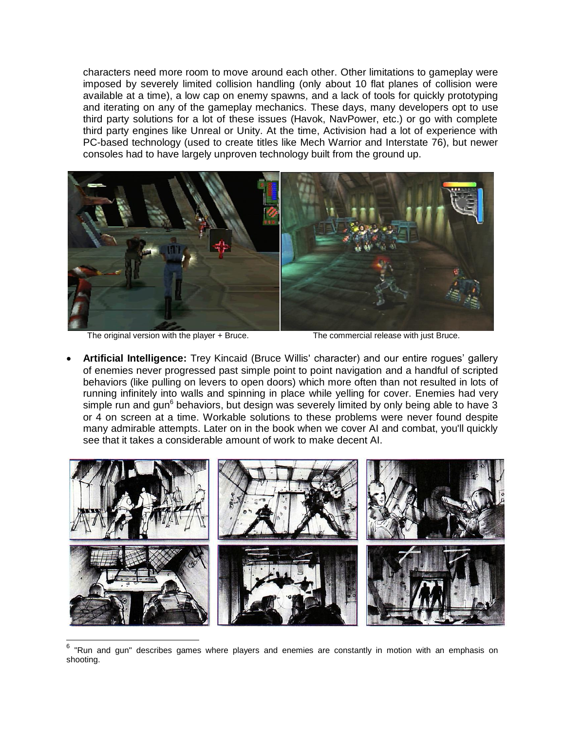characters need more room to move around each other. Other limitations to gameplay were imposed by severely limited collision handling (only about 10 flat planes of collision were available at a time), a low cap on enemy spawns, and a lack of tools for quickly prototyping and iterating on any of the gameplay mechanics. These days, many developers opt to use third party solutions for a lot of these issues (Havok, NavPower, etc.) or go with complete third party engines like Unreal or Unity. At the time, Activision had a lot of experience with PC-based technology (used to create titles like Mech Warrior and Interstate 76), but newer consoles had to have largely unproven technology built from the ground up.

The original version with the player + Bruce.

The commercial release with just Bruce.

- **Artificial Intelligence:** Trey Kincaid (Bruce Willis' character) and our entire rogues' gallery of enemies never progressed past simple point to point navigation and a handful of scripted behaviors (like pulling on levers to open doors) which more often than not resulted in lots of running infinitely into walls and spinning in place while yelling for cover. Enemies had very simple run and gun[6] behaviors, but design was severely limited by only being able to have 3 or 4 on screen at a time. Workable solutions to these problems were never found despite many admirable attempts. Later on in the book when we cover AI and combat, you'll quickly see that it takes a considerable amount of work to make decent AI.

[6] "Run and gun" describes games where players and enemies are constantly in motion with an emphasis on shooting.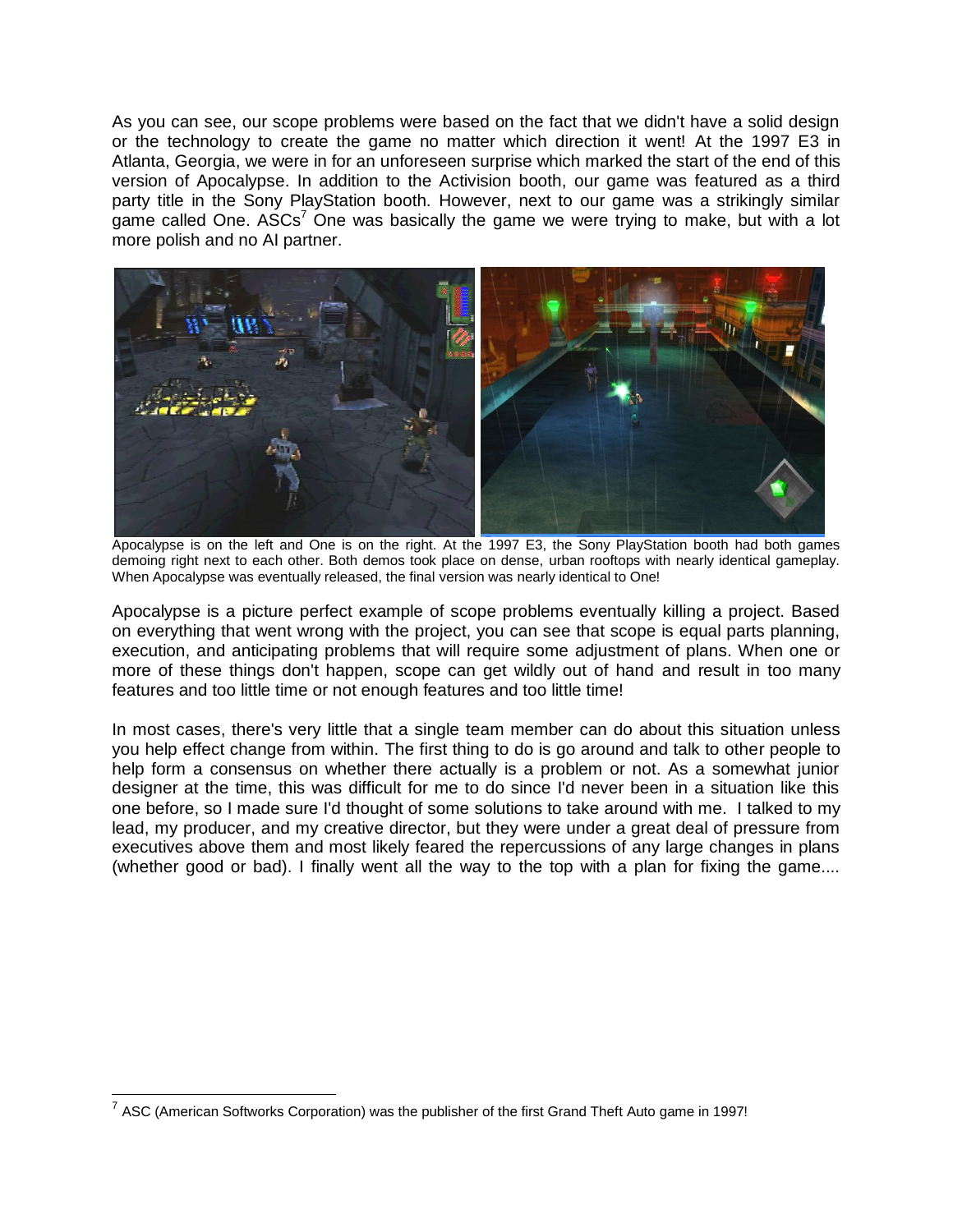As you can see, our scope problems were based on the fact that we didn't have a solid design or the technology to create the game no matter which direction it went! At the 1997 E3 in Atlanta, Georgia, we were in for an unforeseen surprise which marked the start of the end of this version of Apocalypse. In addition to the Activision booth, our game was featured as a third party title in the Sony PlayStation booth. However, next to our game was a strikingly similar game called One. ASCs[7] One was basically the game we were trying to make, but with a lot more polish and no AI partner.

Apocalypse is on the left and One is on the right. At the 1997 E3, the Sony PlayStation booth had both games demoing right next to each other. Both demos took place on dense, urban rooftops with nearly identical gameplay. When Apocalypse was eventually released, the final version was nearly identical to One!

Apocalypse is a picture perfect example of scope problems eventually killing a project. Based on everything that went wrong with the project, you can see that scope is equal parts planning, execution, and anticipating problems that will require some adjustment of plans. When one or more of these things don't happen, scope can get wildly out of hand and result in too many features and too little time or not enough features and too little time!

In most cases, there's very little that a single team member can do about this situation unless you help effect change from within. The first thing to do is go around and talk to other people to help form a consensus on whether there actually is a problem or not. As a somewhat junior designer at the time, this was difficult for me to do since I'd never been in a situation like this one before, so I made sure I'd thought of some solutions to take around with me. I talked to my lead, my producer, and my creative director, but they were under a great deal of pressure from executives above them and most likely feared the repercussions of any large changes in plans (whether good or bad). I finally went all the way to the top with a plan for fixing the game....

[7] ASC (American Softworks Corporation) was the publisher of the first Grand Theft Auto game in 1997!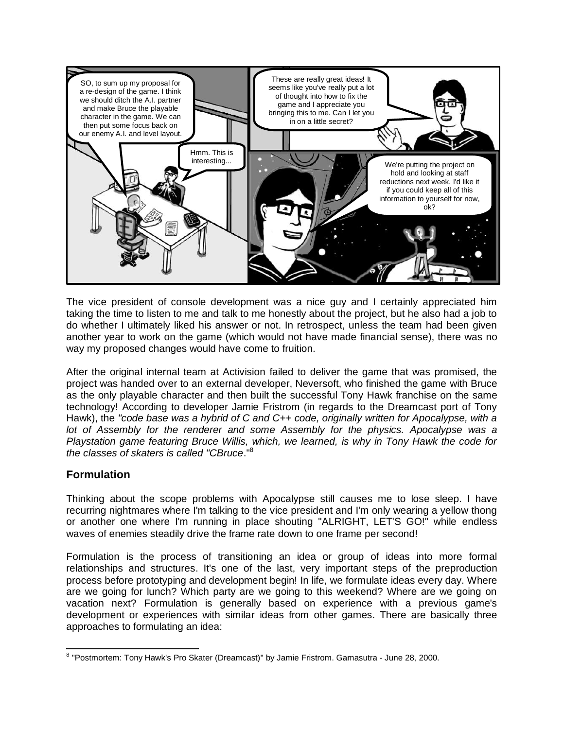SO, to sum up my proposal for a re-design of the game. I think we should ditch the A.I. partner and make Bruce the playable character in the game. We can then put some focus back on our enemy A.I. and level layout.

Hmm. This is interesting...

These are really great ideas! It seems like you've really put a lot of thought into how to fix the game and I appreciate you bringing this to me. Can I let you in on a little secret?

We're putting the project on hold and looking at staff reductions next week. I'd like it if you could keep all of this information to yourself for now, ok?

The vice president of console development was a nice guy and I certainly appreciated him taking the time to listen to me and talk to me honestly about the project, but he also had a job to do whether I ultimately liked his answer or not. In retrospect, unless the team had been given another year to work on the game (which would not have made financial sense), there was no way my proposed changes would have come to fruition.

After the original internal team at Activision failed to deliver the game that was promised, the project was handed over to an external developer, Neversoft, who finished the game with Bruce as the only playable character and then built the successful Tony Hawk franchise on the same technology! According to developer Jamie Fristrom (in regards to the Dreamcast port of Tony Hawk), the *"code base was a hybrid of C and C++ code, originally written for Apocalypse, with a lot of Assembly for the renderer and some Assembly for the physics. Apocalypse was a Playstation game featuring Bruce Willis, which, we learned, is why in Tony Hawk the code for the classes of skaters is called "CBruce*."[8]

## Formulation

Thinking about the scope problems with Apocalypse still causes me to lose sleep. I have recurring nightmares where I'm talking to the vice president and I'm only wearing a yellow thong or another one where I'm running in place shouting "ALRIGHT, LET'S GO!" while endless waves of enemies steadily drive the frame rate down to one frame per second!

Formulation is the process of transitioning an idea or group of ideas into more formal relationships and structures. It's one of the last, very important steps of the preproduction process before prototyping and development begin! In life, we formulate ideas every day. Where are we going for lunch? Which party are we going to this weekend? Where are we going on vacation next? Formulation is generally based on experience with a previous game's development or experiences with similar ideas from other games. There are basically three approaches to formulating an idea:

[8] "Postmortem: Tony Hawk's Pro Skater (Dreamcast)" by Jamie Fristrom. Gamasutra - June 28, 2000.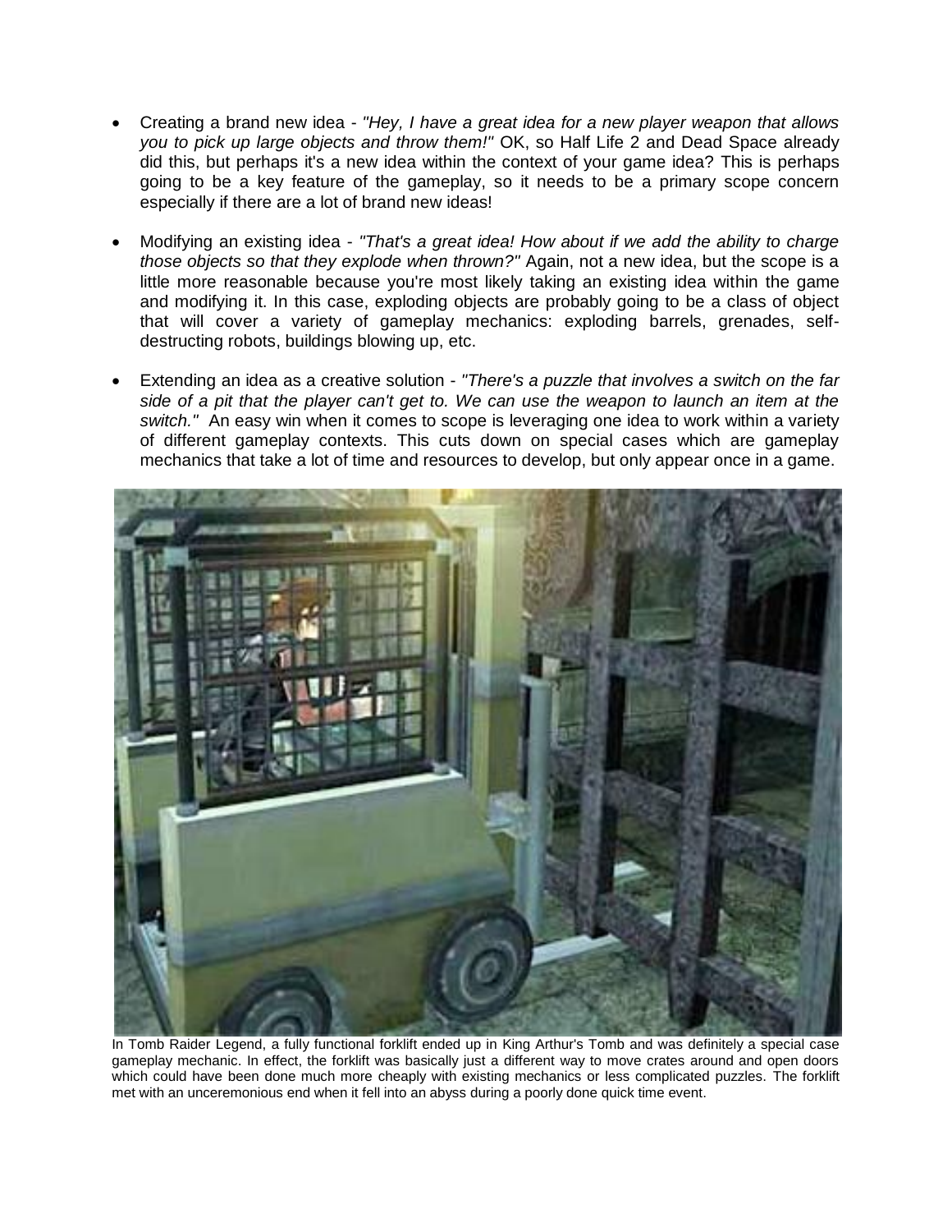- Creating a brand new idea - *"Hey, I have a great idea for a new player weapon that allows you to pick up large objects and throw them!"* OK, so Half Life 2 and Dead Space already did this, but perhaps it's a new idea within the context of your game idea? This is perhaps going to be a key feature of the gameplay, so it needs to be a primary scope concern especially if there are a lot of brand new ideas!

- Modifying an existing idea - *"That's a great idea! How about if we add the ability to charge those objects so that they explode when thrown?"* Again, not a new idea, but the scope is a little more reasonable because you're most likely taking an existing idea within the game and modifying it. In this case, exploding objects are probably going to be a class of object that will cover a variety of gameplay mechanics: exploding barrels, grenades, self-destructing robots, buildings blowing up, etc.

- Extending an idea as a creative solution - *"There's a puzzle that involves a switch on the far side of a pit that the player can't get to. We can use the weapon to launch an item at the switch."* An easy win when it comes to scope is leveraging one idea to work within a variety of different gameplay contexts. This cuts down on special cases which are gameplay mechanics that take a lot of time and resources to develop, but only appear once in a game.

In Tomb Raider Legend, a fully functional forklift ended up in King Arthur's Tomb and was definitely a special case gameplay mechanic. In effect, the forklift was basically just a different way to move crates around and open doors which could have been done much more cheaply with existing mechanics or less complicated puzzles. The forklift met with an unceremonious end when it fell into an abyss during a poorly done quick time event.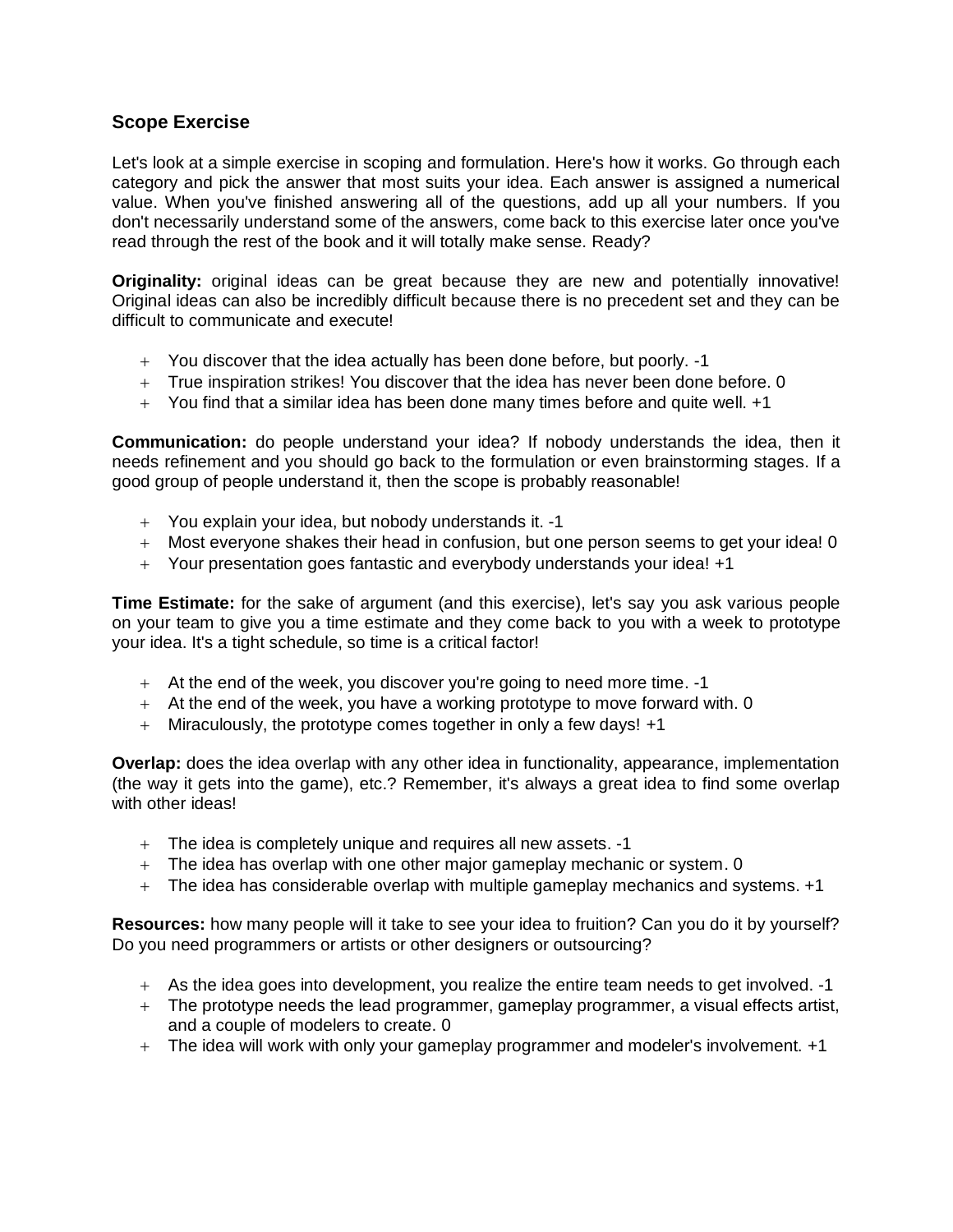## Scope Exercise

Let's look at a simple exercise in scoping and formulation. Here's how it works. Go through each category and pick the answer that most suits your idea. Each answer is assigned a numerical value. When you've finished answering all of the questions, add up all your numbers. If you don't necessarily understand some of the answers, come back to this exercise later once you've read through the rest of the book and it will totally make sense. Ready?

**Originality:** original ideas can be great because they are new and potentially innovative! Original ideas can also be incredibly difficult because there is no precedent set and they can be difficult to communicate and execute!

- You discover that the idea actually has been done before, but poorly. -1
- True inspiration strikes! You discover that the idea has never been done before. 0
- You find that a similar idea has been done many times before and quite well. +1

**Communication:** do people understand your idea? If nobody understands the idea, then it needs refinement and you should go back to the formulation or even brainstorming stages. If a good group of people understand it, then the scope is probably reasonable!

- You explain your idea, but nobody understands it. -1
- Most everyone shakes their head in confusion, but one person seems to get your idea! 0
- Your presentation goes fantastic and everybody understands your idea! +1

**Time Estimate:** for the sake of argument (and this exercise), let's say you ask various people on your team to give you a time estimate and they come back to you with a week to prototype your idea. It's a tight schedule, so time is a critical factor!

- At the end of the week, you discover you're going to need more time. -1
- At the end of the week, you have a working prototype to move forward with. 0
- Miraculously, the prototype comes together in only a few days! +1

**Overlap:** does the idea overlap with any other idea in functionality, appearance, implementation (the way it gets into the game), etc.? Remember, it's always a great idea to find some overlap with other ideas!

- The idea is completely unique and requires all new assets. -1
- The idea has overlap with one other major gameplay mechanic or system. 0
- The idea has considerable overlap with multiple gameplay mechanics and systems. +1

**Resources:** how many people will it take to see your idea to fruition? Can you do it by yourself? Do you need programmers or artists or other designers or outsourcing?

- As the idea goes into development, you realize the entire team needs to get involved. -1
- The prototype needs the lead programmer, gameplay programmer, a visual effects artist, and a couple of modelers to create. 0
- The idea will work with only your gameplay programmer and modeler's involvement. +1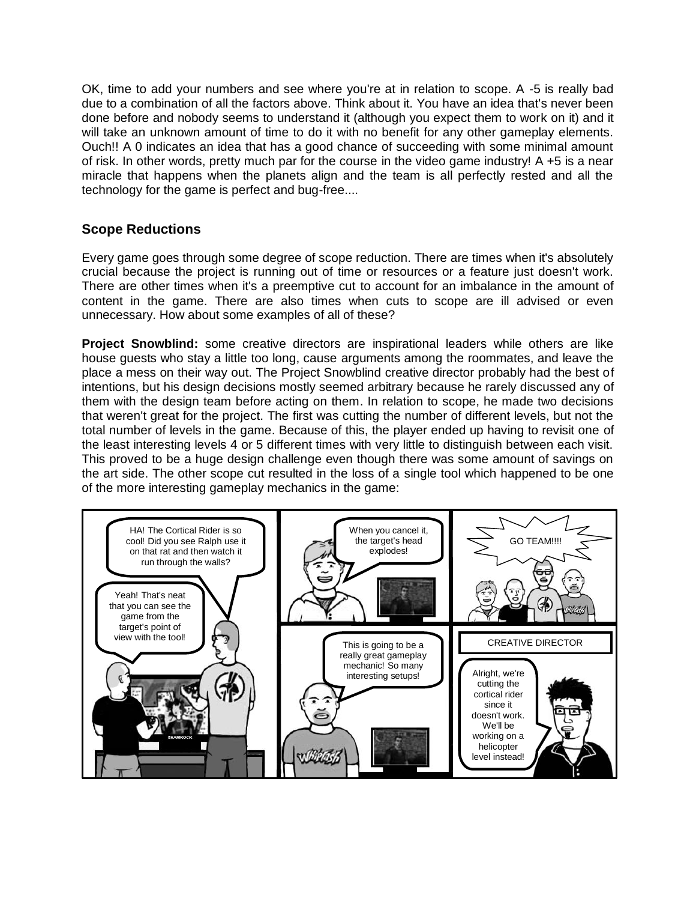OK, time to add your numbers and see where you're at in relation to scope. A -5 is really bad due to a combination of all the factors above. Think about it. You have an idea that's never been done before and nobody seems to understand it (although you expect them to work on it) and it will take an unknown amount of time to do it with no benefit for any other gameplay elements. Ouch!! A 0 indicates an idea that has a good chance of succeeding with some minimal amount of risk. In other words, pretty much par for the course in the video game industry! A +5 is a near miracle that happens when the planets align and the team is all perfectly rested and all the technology for the game is perfect and bug-free....

### Scope Reductions

Every game goes through some degree of scope reduction. There are times when it's absolutely crucial because the project is running out of time or resources or a feature just doesn't work. There are other times when it's a preemptive cut to account for an imbalance in the amount of content in the game. There are also times when cuts to scope are ill advised or even unnecessary. How about some examples of all of these?

**Project Snowblind:** some creative directors are inspirational leaders while others are like house guests who stay a little too long, cause arguments among the roommates, and leave the place a mess on their way out. The Project Snowblind creative director probably had the best of intentions, but his design decisions mostly seemed arbitrary because he rarely discussed any of them with the design team before acting on them. In relation to scope, he made two decisions that weren't great for the project. The first was cutting the number of different levels, but not the total number of levels in the game. Because of this, the player ended up having to revisit one of the least interesting levels 4 or 5 different times with very little to distinguish between each visit. This proved to be a huge design challenge even though there was some amount of savings on the art side. The other scope cut resulted in the loss of a single tool which happened to be one of the more interesting gameplay mechanics in the game: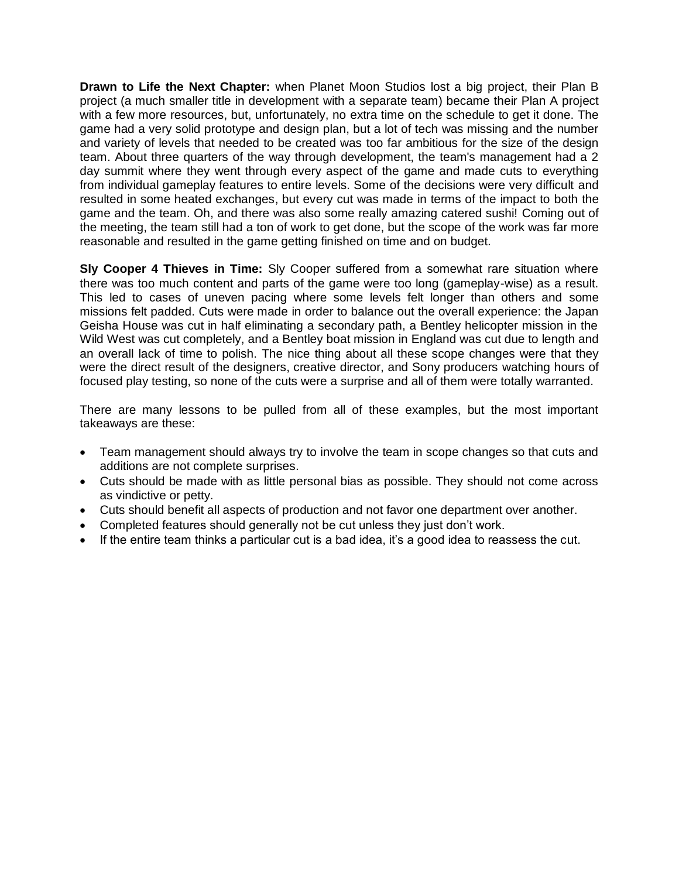**Drawn to Life the Next Chapter:** when Planet Moon Studios lost a big project, their Plan B project (a much smaller title in development with a separate team) became their Plan A project with a few more resources, but, unfortunately, no extra time on the schedule to get it done. The game had a very solid prototype and design plan, but a lot of tech was missing and the number and variety of levels that needed to be created was too far ambitious for the size of the design team. About three quarters of the way through development, the team's management had a 2 day summit where they went through every aspect of the game and made cuts to everything from individual gameplay features to entire levels. Some of the decisions were very difficult and resulted in some heated exchanges, but every cut was made in terms of the impact to both the game and the team. Oh, and there was also some really amazing catered sushi! Coming out of the meeting, the team still had a ton of work to get done, but the scope of the work was far more reasonable and resulted in the game getting finished on time and on budget.

**Sly Cooper 4 Thieves in Time:** Sly Cooper suffered from a somewhat rare situation where there was too much content and parts of the game were too long (gameplay-wise) as a result. This led to cases of uneven pacing where some levels felt longer than others and some missions felt padded. Cuts were made in order to balance out the overall experience: the Japan Geisha House was cut in half eliminating a secondary path, a Bentley helicopter mission in the Wild West was cut completely, and a Bentley boat mission in England was cut due to length and an overall lack of time to polish. The nice thing about all these scope changes were that they were the direct result of the designers, creative director, and Sony producers watching hours of focused play testing, so none of the cuts were a surprise and all of them were totally warranted.

There are many lessons to be pulled from all of these examples, but the most important takeaways are these:

- Team management should always try to involve the team in scope changes so that cuts and additions are not complete surprises.
- Cuts should be made with as little personal bias as possible. They should not come across as vindictive or petty.
- Cuts should benefit all aspects of production and not favor one department over another.
- Completed features should generally not be cut unless they just don't work.
- If the entire team thinks a particular cut is a bad idea, it's a good idea to reassess the cut.